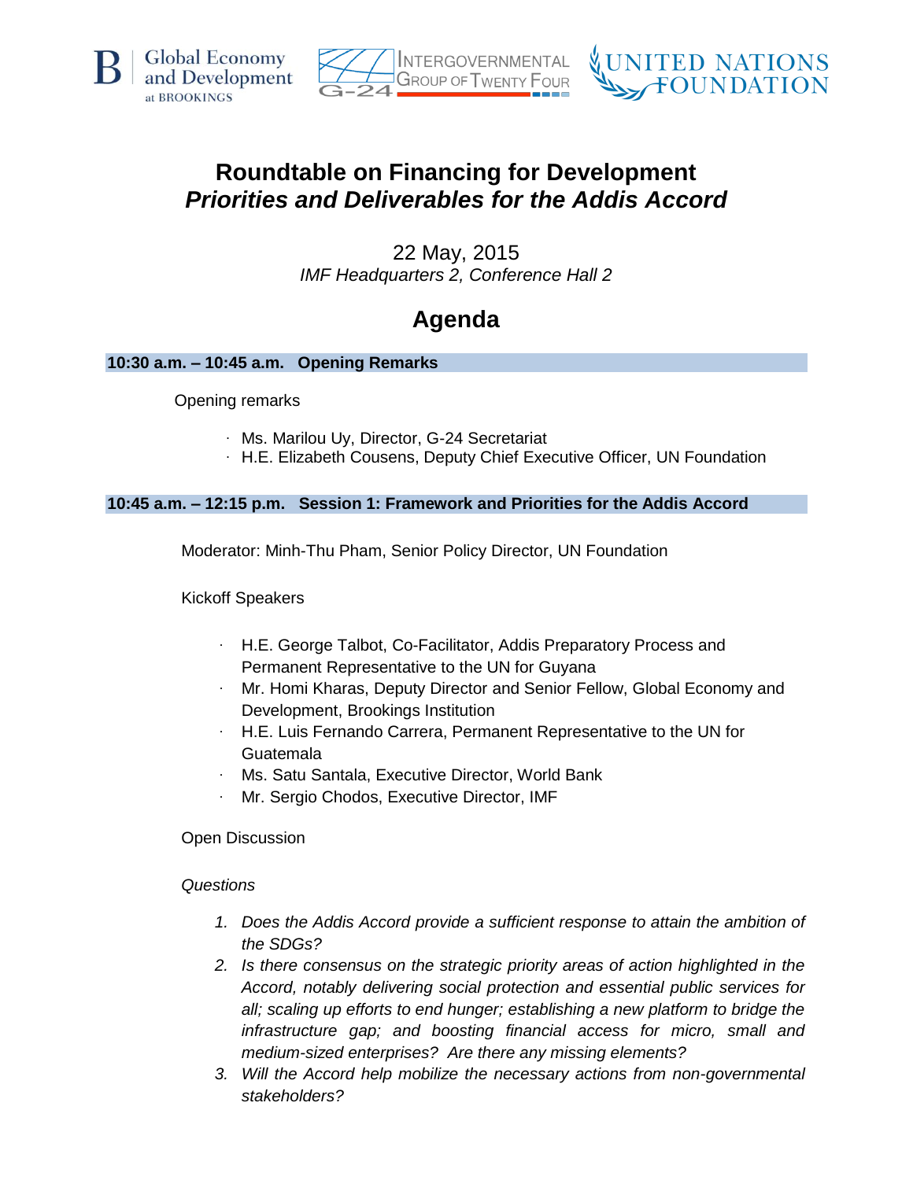Global Economy and Development at BROOKINGS | Intergovernmental Group of Twenty Four (G-24) | United Nations Foundation

# Roundtable on Financing for Development
## *Priorities and Deliverables for the Addis Accord*

22 May, 2015

*IMF Headquarters 2, Conference Hall 2*

# Agenda

**10:30 a.m. – 10:45 a.m. Opening Remarks**

Opening remarks

- Ms. Marilou Uy, Director, G-24 Secretariat
- H.E. Elizabeth Cousens, Deputy Chief Executive Officer, UN Foundation

**10:45 a.m. – 12:15 p.m. Session 1: Framework and Priorities for the Addis Accord**

Moderator: Minh-Thu Pham, Senior Policy Director, UN Foundation

Kickoff Speakers

- H.E. George Talbot, Co-Facilitator, Addis Preparatory Process and Permanent Representative to the UN for Guyana
- Mr. Homi Kharas, Deputy Director and Senior Fellow, Global Economy and Development, Brookings Institution
- H.E. Luis Fernando Carrera, Permanent Representative to the UN for Guatemala
- Ms. Satu Santala, Executive Director, World Bank
- Mr. Sergio Chodos, Executive Director, IMF

Open Discussion

*Questions*

1. *Does the Addis Accord provide a sufficient response to attain the ambition of the SDGs?*
2. *Is there consensus on the strategic priority areas of action highlighted in the Accord, notably delivering social protection and essential public services for all; scaling up efforts to end hunger; establishing a new platform to bridge the infrastructure gap; and boosting financial access for micro, small and medium-sized enterprises? Are there any missing elements?*
3. *Will the Accord help mobilize the necessary actions from non-governmental stakeholders?*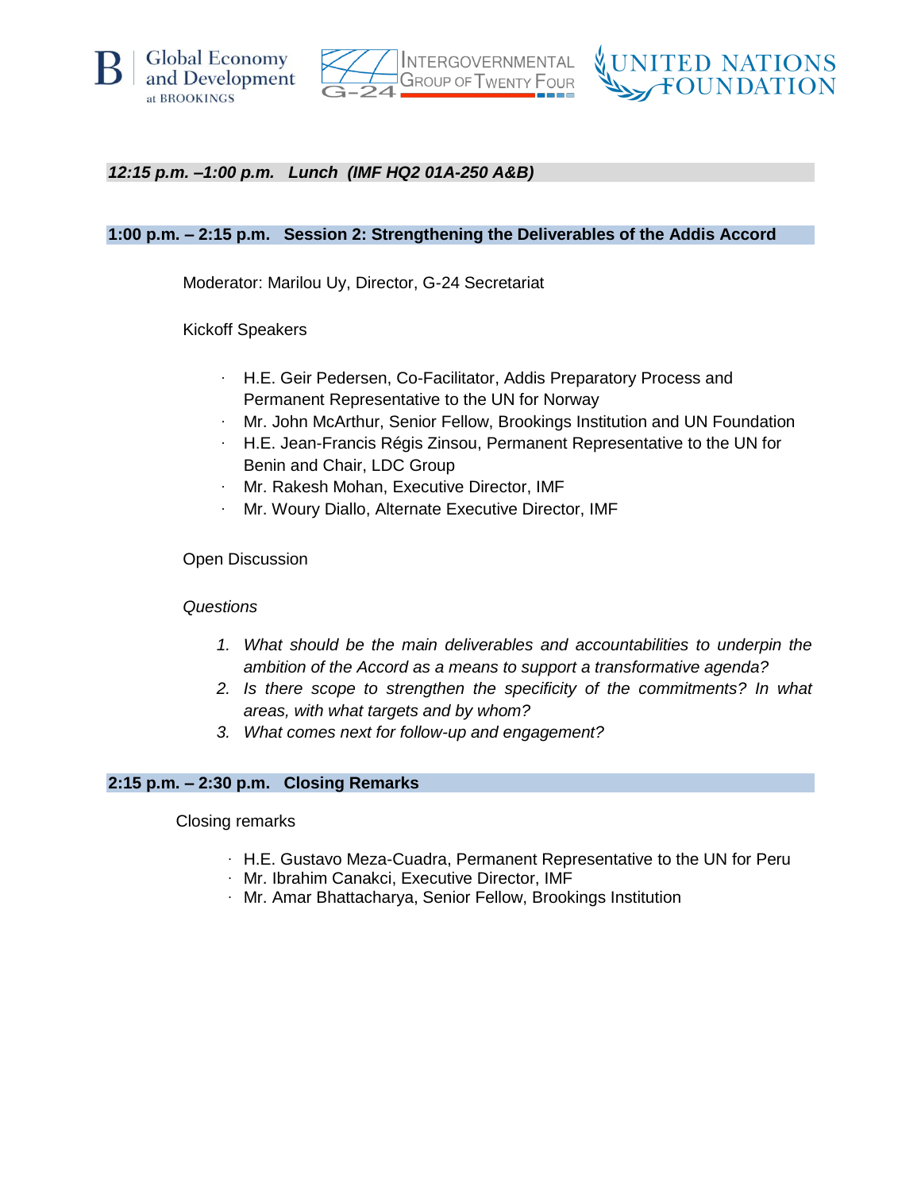**12:15 p.m. –1:00 p.m. Lunch (IMF HQ2 01A-250 A&B)**

## 1:00 p.m. – 2:15 p.m. Session 2: Strengthening the Deliverables of the Addis Accord

Moderator: Marilou Uy, Director, G-24 Secretariat

Kickoff Speakers

- H.E. Geir Pedersen, Co-Facilitator, Addis Preparatory Process and Permanent Representative to the UN for Norway
- Mr. John McArthur, Senior Fellow, Brookings Institution and UN Foundation
- H.E. Jean-Francis Régis Zinsou, Permanent Representative to the UN for Benin and Chair, LDC Group
- Mr. Rakesh Mohan, Executive Director, IMF
- Mr. Woury Diallo, Alternate Executive Director, IMF

Open Discussion

*Questions*

1. *What should be the main deliverables and accountabilities to underpin the ambition of the Accord as a means to support a transformative agenda?*
2. *Is there scope to strengthen the specificity of the commitments? In what areas, with what targets and by whom?*
3. *What comes next for follow-up and engagement?*

## 2:15 p.m. – 2:30 p.m. Closing Remarks

Closing remarks

- H.E. Gustavo Meza-Cuadra, Permanent Representative to the UN for Peru
- Mr. Ibrahim Canakci, Executive Director, IMF
- Mr. Amar Bhattacharya, Senior Fellow, Brookings Institution